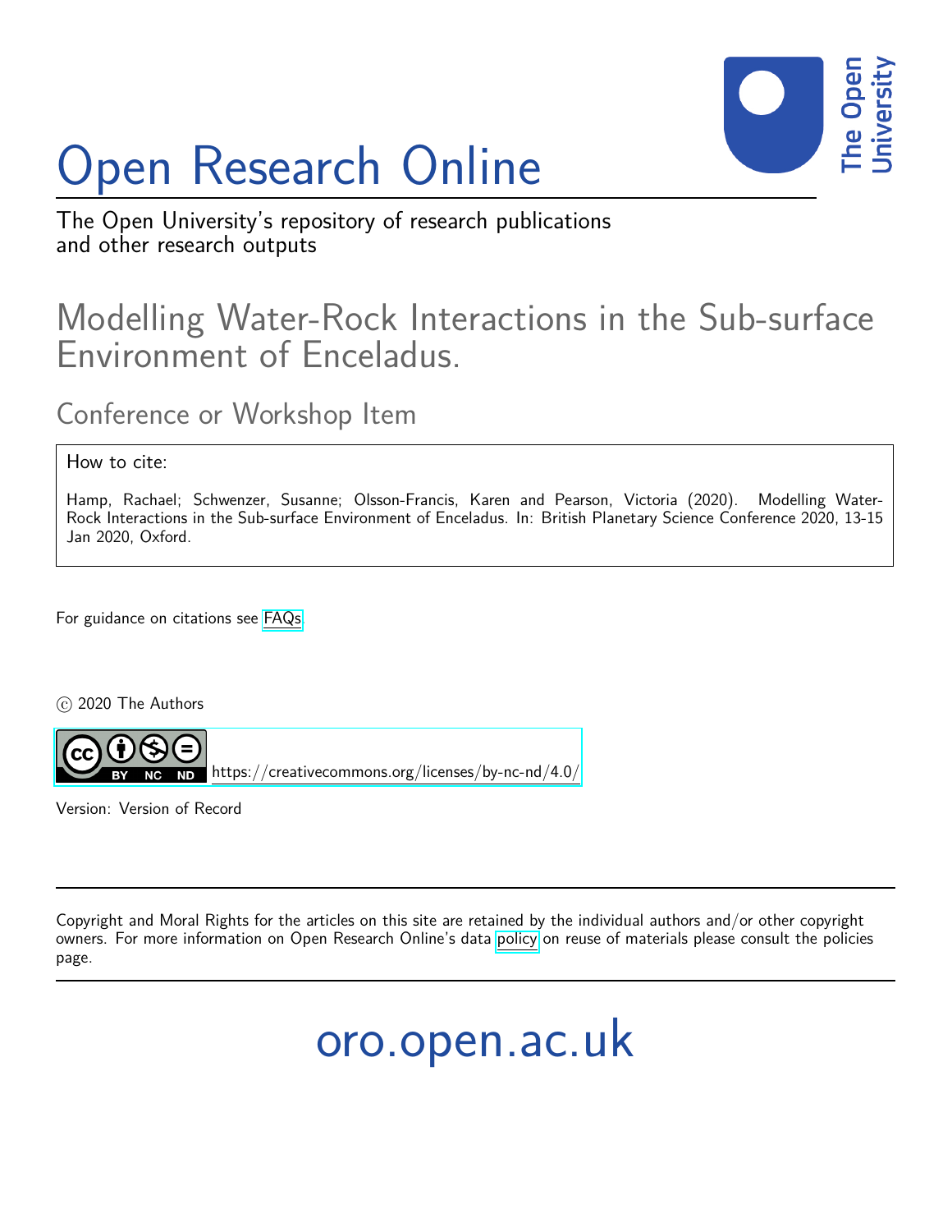# Open Research Online

The Open University's repository of research publications and other research outputs

## Modelling Water-Rock Interactions in the Sub-surface Environment of Enceladus.

### Conference or Workshop Item

How to cite:

Hamp, Rachael; Schwenzer, Susanne; Olsson-Francis, Karen and Pearson, Victoria (2020). Modelling Water-Rock Interactions in the Sub-surface Environment of Enceladus. In: British Planetary Science Conference 2020, 13-15 Jan 2020, Oxford.

For guidance on citations see FAQs.

© 2020 The Authors

https://creativecommons.org/licenses/by-nc-nd/4.0/

Version: Version of Record

Copyright and Moral Rights for the articles on this site are retained by the individual authors and/or other copyright owners. For more information on Open Research Online's data policy on reuse of materials please consult the policies page.

oro.open.ac.uk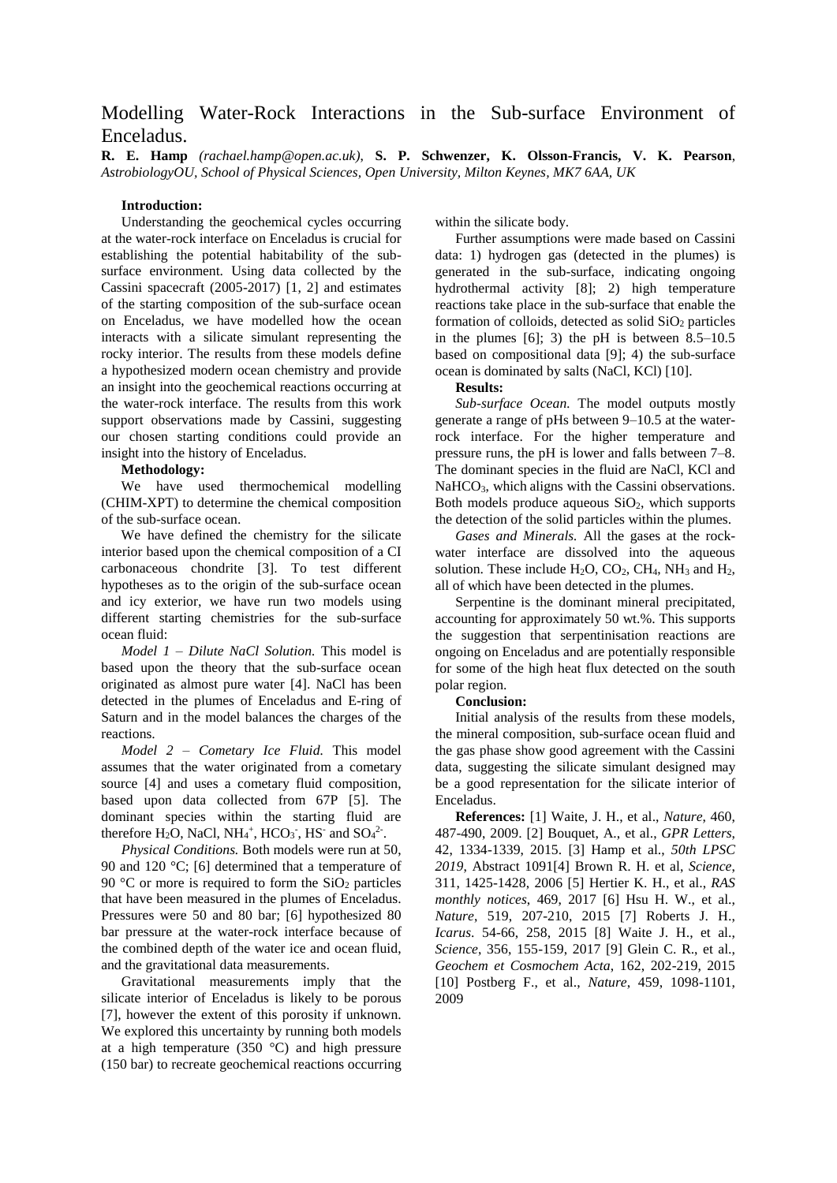# Modelling Water-Rock Interactions in the Sub-surface Environment of Enceladus.

**R. E. Hamp** *(rachael.hamp@open.ac.uk)*, **S. P. Schwenzer, K. Olsson-Francis, V. K. Pearson**, *AstrobiologyOU, School of Physical Sciences, Open University, Milton Keynes, MK7 6AA, UK*

**Introduction:**

Understanding the geochemical cycles occurring at the water-rock interface on Enceladus is crucial for establishing the potential habitability of the sub-surface environment. Using data collected by the Cassini spacecraft (2005-2017) [1, 2] and estimates of the starting composition of the sub-surface ocean on Enceladus, we have modelled how the ocean interacts with a silicate simulant representing the rocky interior. The results from these models define a hypothesized modern ocean chemistry and provide an insight into the geochemical reactions occurring at the water-rock interface. The results from this work support observations made by Cassini, suggesting our chosen starting conditions could provide an insight into the history of Enceladus.

**Methodology:**

We have used thermochemical modelling (CHIM-XPT) to determine the chemical composition of the sub-surface ocean.

We have defined the chemistry for the silicate interior based upon the chemical composition of a CI carbonaceous chondrite [3]. To test different hypotheses as to the origin of the sub-surface ocean and icy exterior, we have run two models using different starting chemistries for the sub-surface ocean fluid:

*Model 1 – Dilute NaCl Solution.* This model is based upon the theory that the sub-surface ocean originated as almost pure water [4]. NaCl has been detected in the plumes of Enceladus and E-ring of Saturn and in the model balances the charges of the reactions.

*Model 2 – Cometary Ice Fluid.* This model assumes that the water originated from a cometary source [4] and uses a cometary fluid composition, based upon data collected from 67P [5]. The dominant species within the starting fluid are therefore $H_2O$, NaCl, $NH_4^+$, $HCO_3^-$, $HS^-$ and $SO_4^{2-}$.

*Physical Conditions.* Both models were run at 50, 90 and 120 °C; [6] determined that a temperature of 90 °C or more is required to form the $SiO_2$ particles that have been measured in the plumes of Enceladus. Pressures were 50 and 80 bar; [6] hypothesized 80 bar pressure at the water-rock interface because of the combined depth of the water ice and ocean fluid, and the gravitational data measurements.

Gravitational measurements imply that the silicate interior of Enceladus is likely to be porous [7], however the extent of this porosity if unknown. We explored this uncertainty by running both models at a high temperature (350 °C) and high pressure (150 bar) to recreate geochemical reactions occurring within the silicate body.

Further assumptions were made based on Cassini data: 1) hydrogen gas (detected in the plumes) is generated in the sub-surface, indicating ongoing hydrothermal activity [8]; 2) high temperature reactions take place in the sub-surface that enable the formation of colloids, detected as solid $SiO_2$ particles in the plumes [6]; 3) the pH is between 8.5–10.5 based on compositional data [9]; 4) the sub-surface ocean is dominated by salts (NaCl, KCl) [10].

**Results:**

*Sub-surface Ocean.* The model outputs mostly generate a range of pHs between 9–10.5 at the water-rock interface. For the higher temperature and pressure runs, the pH is lower and falls between 7–8. The dominant species in the fluid are NaCl, KCl and $NaHCO_3$, which aligns with the Cassini observations. Both models produce aqueous $SiO_2$, which supports the detection of the solid particles within the plumes.

*Gases and Minerals.* All the gases at the rock-water interface are dissolved into the aqueous solution. These include $H_2O$, $CO_2$, $CH_4$, $NH_3$ and $H_2$, all of which have been detected in the plumes.

Serpentine is the dominant mineral precipitated, accounting for approximately 50 wt.%. This supports the suggestion that serpentinisation reactions are ongoing on Enceladus and are potentially responsible for some of the high heat flux detected on the south polar region.

**Conclusion:**

Initial analysis of the results from these models, the mineral composition, sub-surface ocean fluid and the gas phase show good agreement with the Cassini data, suggesting the silicate simulant designed may be a good representation for the silicate interior of Enceladus.

**References:** [1] Waite, J. H., et al., *Nature*, 460, 487-490, 2009. [2] Bouquet, A., et al., *GPR Letters*, 42, 1334-1339, 2015. [3] Hamp et al., *50th LPSC 2019*, Abstract 1091[4] Brown R. H. et al, *Science*, 311, 1425-1428, 2006 [5] Hertier K. H., et al., *RAS monthly notices*, 469, 2017 [6] Hsu H. W., et al., *Nature*, 519, 207-210, 2015 [7] Roberts J. H., *Icarus*. 54-66, 258, 2015 [8] Waite J. H., et al., *Science*, 356, 155-159, 2017 [9] Glein C. R., et al., *Geochem et Cosmochem Acta*, 162, 202-219, 2015 [10] Postberg F., et al., *Nature*, 459, 1098-1101, 2009